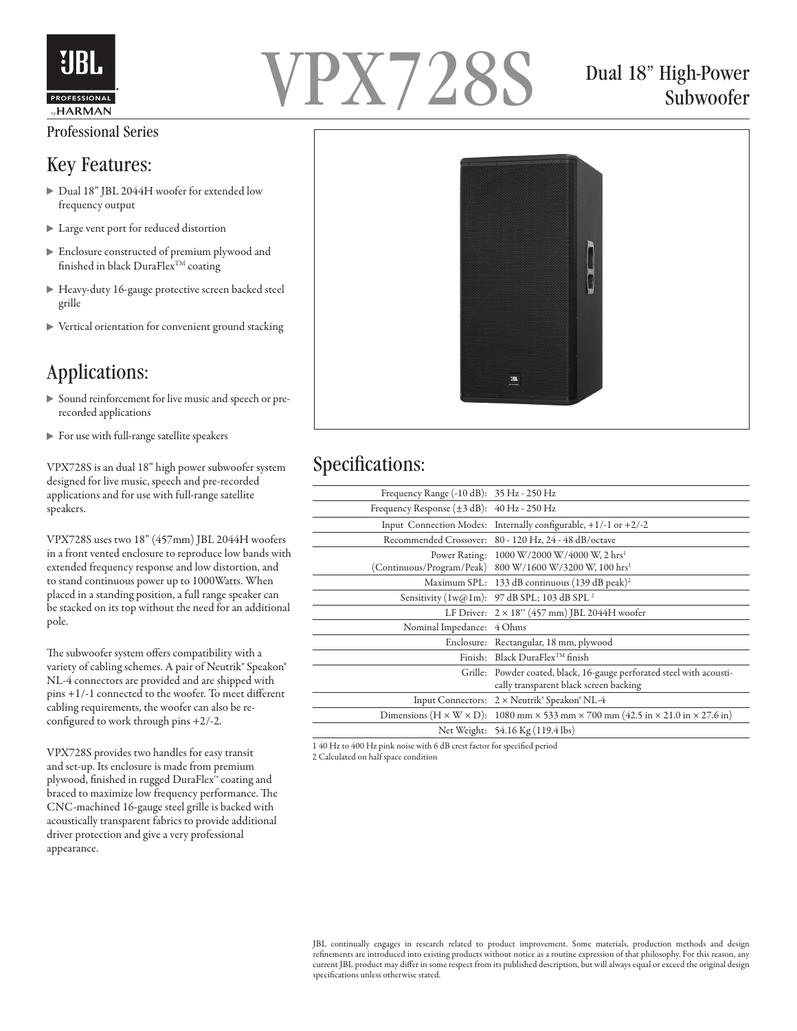# VPX728S

## Dual 18" High-Power Subwoofer

Professional Series

## Key Features:

- Dual 18" JBL 2044H woofer for extended low frequency output
- Large vent port for reduced distortion
- Enclosure constructed of premium plywood and finished in black DuraFlex™ coating
- Heavy-duty 16-gauge protective screen backed steel grille
- Vertical orientation for convenient ground stacking

## Applications:

- Sound reinforcement for live music and speech or pre-recorded applications
- For use with full-range satellite speakers

VPX728S is an dual 18" high power subwoofer system designed for live music, speech and pre-recorded applications and for use with full-range satellite speakers.

VPX728S uses two 18" (457mm) JBL 2044H woofers in a front vented enclosure to reproduce low bands with extended frequency response and low distortion, and to stand continuous power up to 1000Watts. When placed in a standing position, a full range speaker can be stacked on its top without the need for an additional pole.

The subwoofer system offers compatibility with a variety of cabling schemes. A pair of Neutrik® Speakon® NL-4 connectors are provided and are shipped with pins +1/-1 connected to the woofer. To meet different cabling requirements, the woofer can also be re-configured to work through pins +2/-2.

VPX728S provides two handles for easy transit and set-up. Its enclosure is made from premium plywood, finished in rugged DuraFlex™ coating and braced to maximize low frequency performance. The CNC-machined 16-gauge steel grille is backed with acoustically transparent fabrics to provide additional driver protection and give a very professional appearance.

## Specifications:

| | |
|---|---|
| Frequency Range (-10 dB): | 35 Hz - 250 Hz |
| Frequency Response (±3 dB): | 40 Hz - 250 Hz |
| Input Connection Modes: | Internally configurable, +1/-1 or +2/-2 |
| Recommended Crossover: | 80 - 120 Hz, 24 - 48 dB/octave |
| Power Rating: (Continuous/Program/Peak) | 1000 W/2000 W/4000 W, 2 hrs[1] 800 W/1600 W/3200 W, 100 hrs[1] |
| Maximum SPL: | 133 dB continuous (139 dB peak)[2] |
| Sensitivity (1w@1m): | 97 dB SPL; 103 dB SPL [2] |
| LF Driver: | 2 × 18" (457 mm) JBL 2044H woofer |
| Nominal Impedance: | 4 Ohms |
| Enclosure: | Rectangular, 18 mm, plywood |
| Finish: | Black DuraFlex™ finish |
| Grille: | Powder coated, black, 16-gauge perforated steel with acoustically transparent black screen backing |
| Input Connectors: | 2 × Neutrik® Speakon® NL-4 |
| Dimensions (H × W × D): | 1080 mm × 533 mm × 700 mm (42.5 in × 21.0 in × 27.6 in) |
| Net Weight: | 54.16 Kg (119.4 lbs) |

1 40 Hz to 400 Hz pink noise with 6 dB crest factor for specified period
2 Calculated on half space condition

JBL continually engages in research related to product improvement. Some materials, production methods and design refinements are introduced into existing products without notice as a routine expression of that philosophy. For this reason, any current JBL product may differ in some respect from its published description, but will always equal or exceed the original design specifications unless otherwise stated.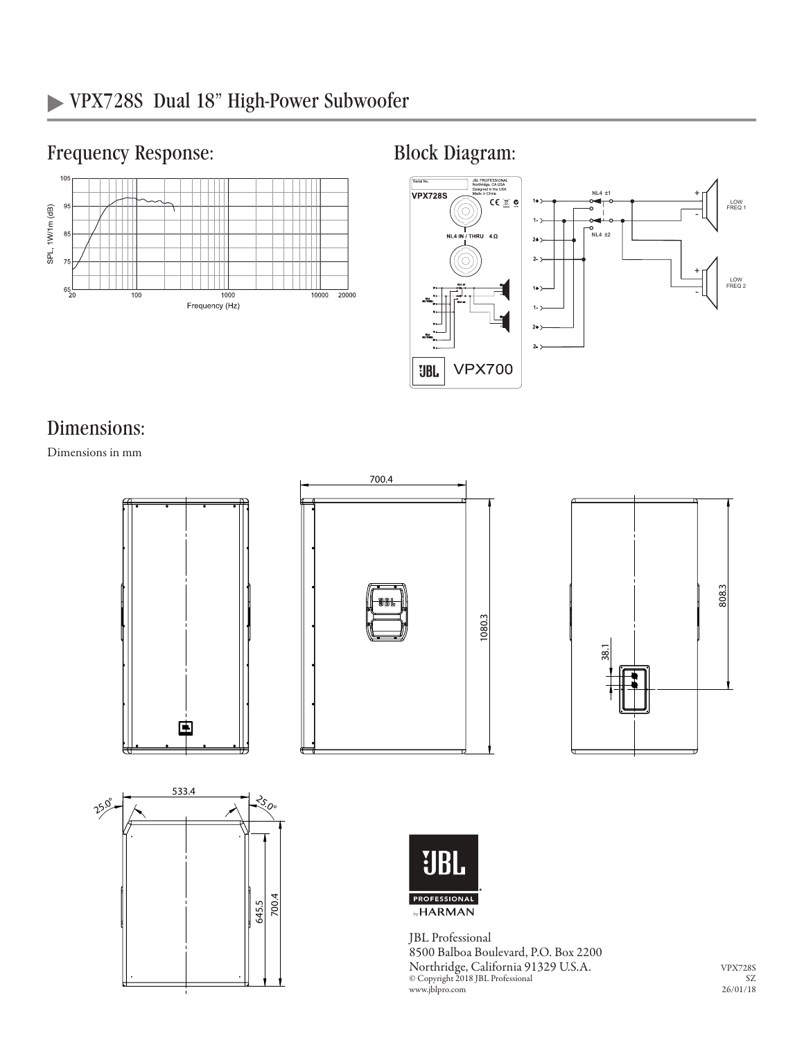# VPX728S Dual 18" High-Power Subwoofer

## Frequency Response:

105
95
85
75
65
SPL, 1W/1m (dB)
20
100
1000
10000
20000
Frequency (Hz)

## Block Diagram:

Serial No.
VPX728S
JBL PROFESSIONAL
Northridge, CA USA
Designed in the USA
Made in China
NL4 IN / THRU 4 Ω
VPX700

NL4 ±1
NL4 ±2
1+
1-
2+
2-
LOW FREQ 1
LOW FREQ 2

## Dimensions:

Dimensions in mm

700.4
1080.3
808.3
38.1
533.4
25.0°
25.0°
645.5
700.4

JBL PROFESSIONAL by HARMAN

JBL Professional
8500 Balboa Boulevard, P.O. Box 2200
Northridge, California 91329 U.S.A.
© Copyright 2018 JBL Professional
www.jblpro.com

VPX728S
SZ
26/01/18